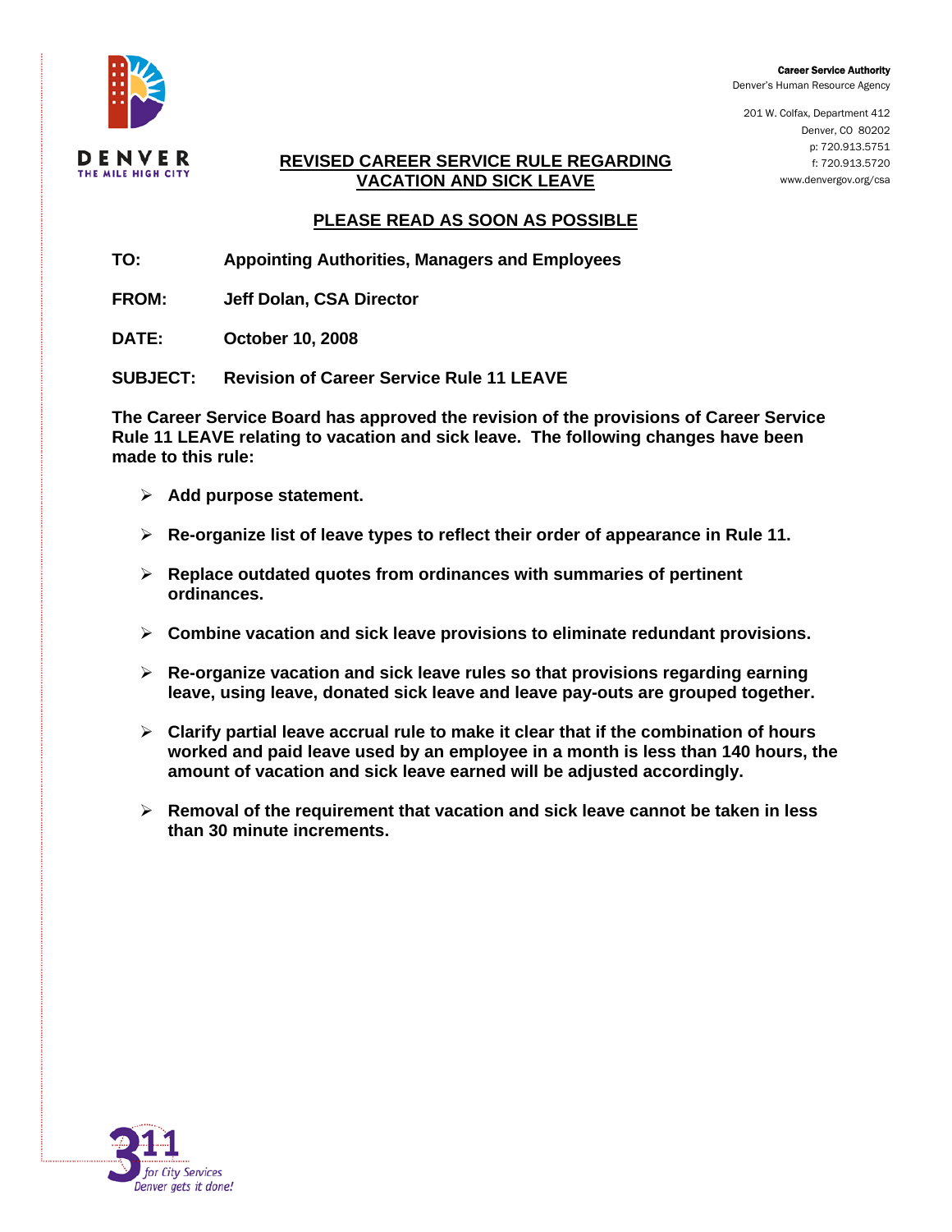Career Service Authority
Denver's Human Resource Agency

201 W. Colfax, Department 412
Denver, CO 80202
p: 720.913.5751
f: 720.913.5720
www.denvergov.org/csa

DENVER
THE MILE HIGH CITY

# REVISED CAREER SERVICE RULE REGARDING VACATION AND SICK LEAVE

## PLEASE READ AS SOON AS POSSIBLE

**TO:** Appointing Authorities, Managers and Employees

**FROM:** Jeff Dolan, CSA Director

**DATE:** October 10, 2008

**SUBJECT:** Revision of Career Service Rule 11 LEAVE

**The Career Service Board has approved the revision of the provisions of Career Service Rule 11 LEAVE relating to vacation and sick leave. The following changes have been made to this rule:**

- **Add purpose statement.**
- **Re-organize list of leave types to reflect their order of appearance in Rule 11.**
- **Replace outdated quotes from ordinances with summaries of pertinent ordinances.**
- **Combine vacation and sick leave provisions to eliminate redundant provisions.**
- **Re-organize vacation and sick leave rules so that provisions regarding earning leave, using leave, donated sick leave and leave pay-outs are grouped together.**
- **Clarify partial leave accrual rule to make it clear that if the combination of hours worked and paid leave used by an employee in a month is less than 140 hours, the amount of vacation and sick leave earned will be adjusted accordingly.**
- **Removal of the requirement that vacation and sick leave cannot be taken in less than 30 minute increments.**

311 for City Services
Denver gets it done!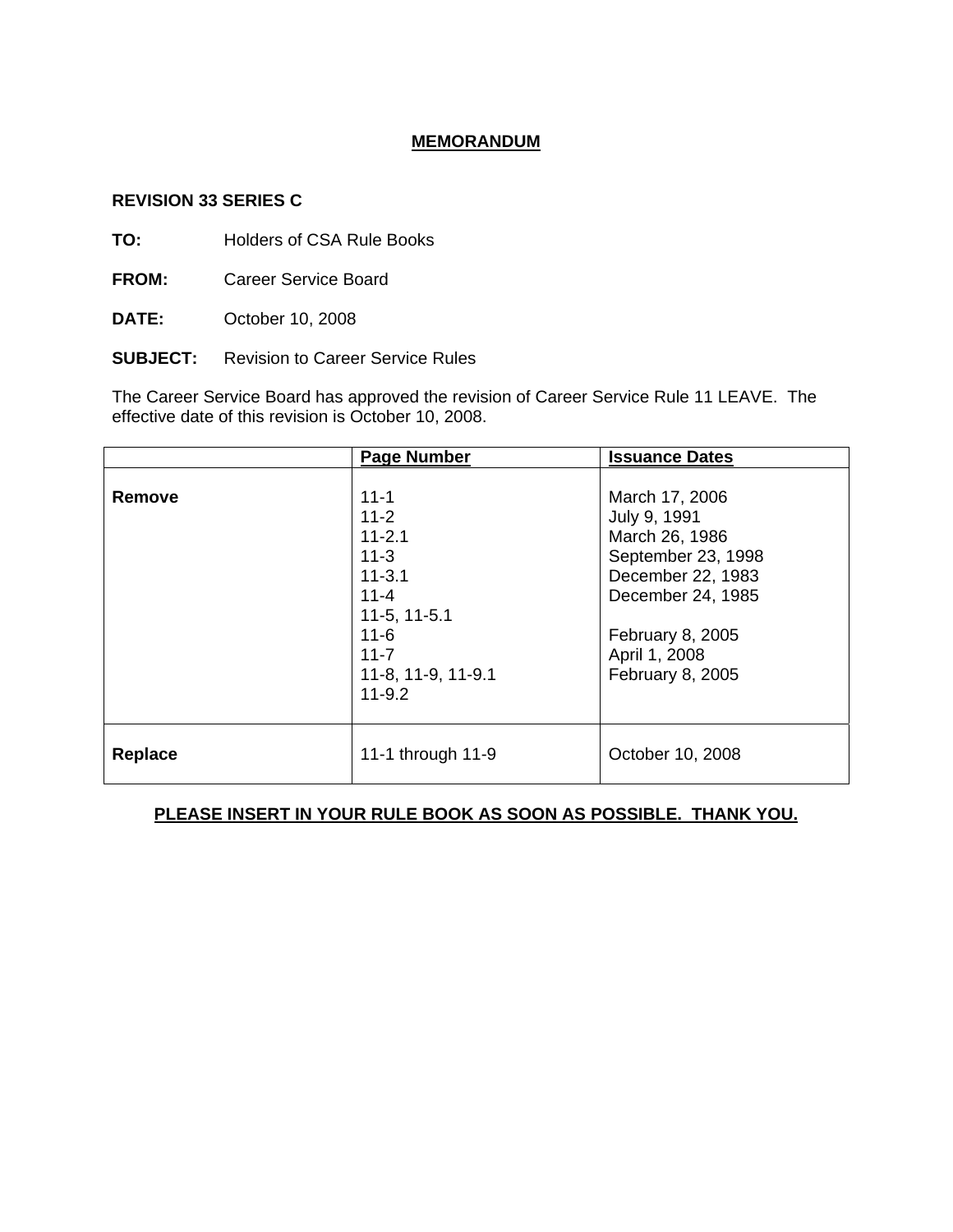# MEMORANDUM

**REVISION 33 SERIES C**

**TO:** Holders of CSA Rule Books

**FROM:** Career Service Board

**DATE:** October 10, 2008

**SUBJECT:** Revision to Career Service Rules

The Career Service Board has approved the revision of Career Service Rule 11 LEAVE. The effective date of this revision is October 10, 2008.

| | Page Number | Issuance Dates |
|---|---|---|
| **Remove** | 11-1<br>11-2<br>11-2.1<br>11-3<br>11-3.1<br>11-4<br>11-5, 11-5.1<br>11-6<br>11-7<br>11-8, 11-9, 11-9.1<br>11-9.2 | March 17, 2006<br>July 9, 1991<br>March 26, 1986<br>September 23, 1998<br>December 22, 1983<br>December 24, 1985<br><br>February 8, 2005<br>April 1, 2008<br>February 8, 2005 |
| **Replace** | 11-1 through 11-9 | October 10, 2008 |

**PLEASE INSERT IN YOUR RULE BOOK AS SOON AS POSSIBLE. THANK YOU.**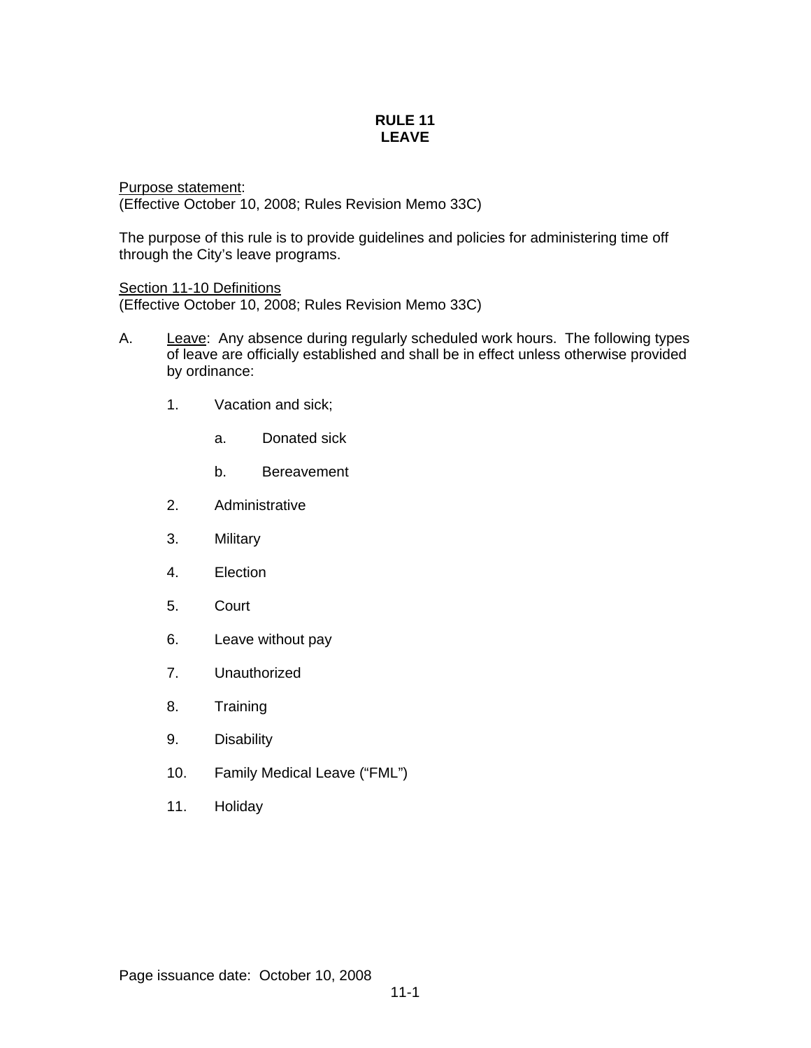# RULE 11
# LEAVE

Purpose statement:
(Effective October 10, 2008; Rules Revision Memo 33C)

The purpose of this rule is to provide guidelines and policies for administering time off through the City's leave programs.

Section 11-10 Definitions
(Effective October 10, 2008; Rules Revision Memo 33C)

A. Leave: Any absence during regularly scheduled work hours. The following types of leave are officially established and shall be in effect unless otherwise provided by ordinance:

   1. Vacation and sick;

      a. Donated sick

      b. Bereavement

   2. Administrative

   3. Military

   4. Election

   5. Court

   6. Leave without pay

   7. Unauthorized

   8. Training

   9. Disability

   10. Family Medical Leave ("FML")

   11. Holiday

Page issuance date: October 10, 2008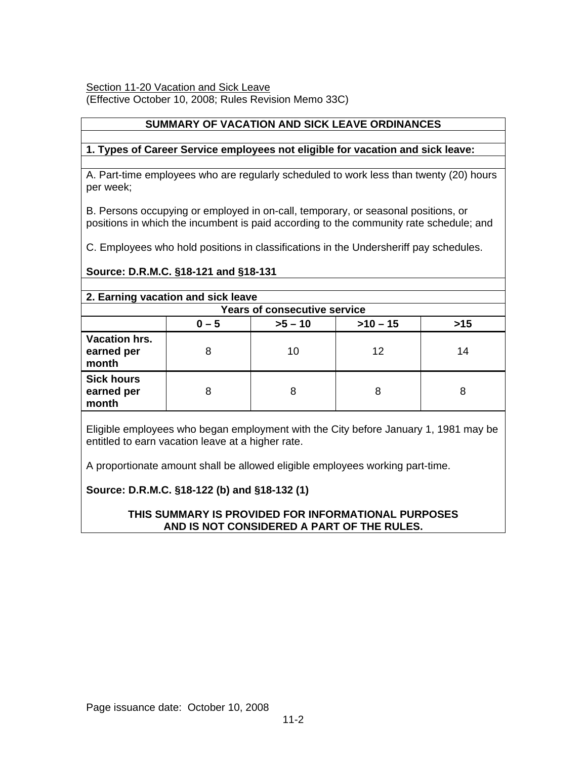Section 11-20 Vacation and Sick Leave
(Effective October 10, 2008; Rules Revision Memo 33C)

**SUMMARY OF VACATION AND SICK LEAVE ORDINANCES**

**1. Types of Career Service employees not eligible for vacation and sick leave:**

A. Part-time employees who are regularly scheduled to work less than twenty (20) hours per week;

B. Persons occupying or employed in on-call, temporary, or seasonal positions, or positions in which the incumbent is paid according to the community rate schedule; and

C. Employees who hold positions in classifications in the Undersheriff pay schedules.

**Source: D.R.M.C. §18-121 and §18-131**

**2. Earning vacation and sick leave**

| | Years of consecutive service | | | |
|---|---|---|---|---|
| | **0 – 5** | **>5 – 10** | **>10 – 15** | **>15** |
| **Vacation hrs. earned per month** | 8 | 10 | 12 | 14 |
| **Sick hours earned per month** | 8 | 8 | 8 | 8 |

Eligible employees who began employment with the City before January 1, 1981 may be entitled to earn vacation leave at a higher rate.

A proportionate amount shall be allowed eligible employees working part-time.

**Source: D.R.M.C. §18-122 (b) and §18-132 (1)**

**THIS SUMMARY IS PROVIDED FOR INFORMATIONAL PURPOSES AND IS NOT CONSIDERED A PART OF THE RULES.**

Page issuance date: October 10, 2008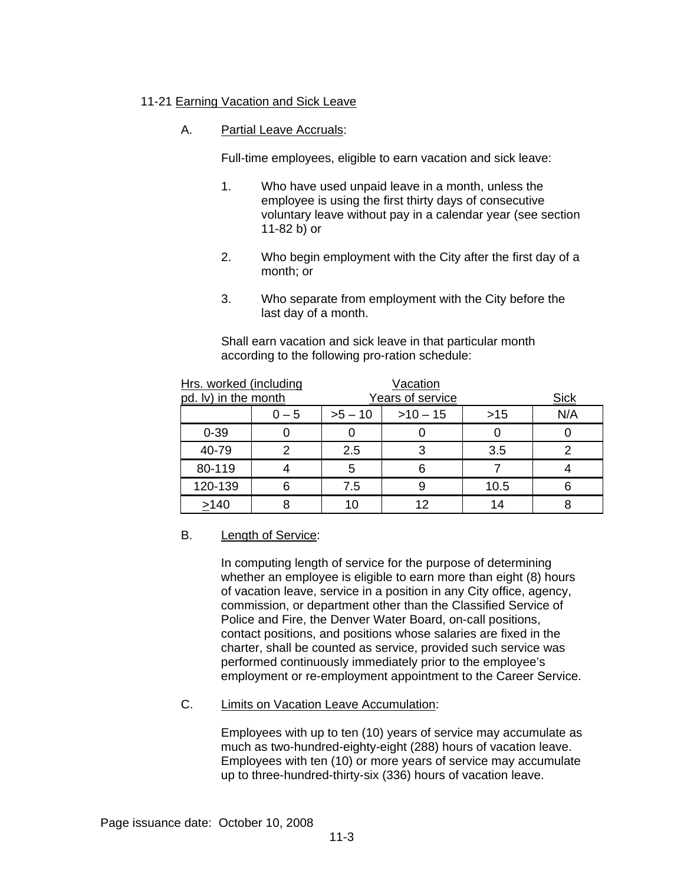11-21 Earning Vacation and Sick Leave

A. Partial Leave Accruals:

Full-time employees, eligible to earn vacation and sick leave:

1. Who have used unpaid leave in a month, unless the employee is using the first thirty days of consecutive voluntary leave without pay in a calendar year (see section 11-82 b) or

2. Who begin employment with the City after the first day of a month; or

3. Who separate from employment with the City before the last day of a month.

Shall earn vacation and sick leave in that particular month according to the following pro-ration schedule:

| Hrs. worked (including pd. lv) in the month | Vacation Years of service | | | | Sick |
|---|---|---|---|---|---|
| | 0 – 5 | >5 – 10 | >10 – 15 | >15 | N/A |
| 0-39 | 0 | 0 | 0 | 0 | 0 |
| 40-79 | 2 | 2.5 | 3 | 3.5 | 2 |
| 80-119 | 4 | 5 | 6 | 7 | 4 |
| 120-139 | 6 | 7.5 | 9 | 10.5 | 6 |
| ≥140 | 8 | 10 | 12 | 14 | 8 |

B. Length of Service:

In computing length of service for the purpose of determining whether an employee is eligible to earn more than eight (8) hours of vacation leave, service in a position in any City office, agency, commission, or department other than the Classified Service of Police and Fire, the Denver Water Board, on-call positions, contact positions, and positions whose salaries are fixed in the charter, shall be counted as service, provided such service was performed continuously immediately prior to the employee's employment or re-employment appointment to the Career Service.

C. Limits on Vacation Leave Accumulation:

Employees with up to ten (10) years of service may accumulate as much as two-hundred-eighty-eight (288) hours of vacation leave. Employees with ten (10) or more years of service may accumulate up to three-hundred-thirty-six (336) hours of vacation leave.

Page issuance date: October 10, 2008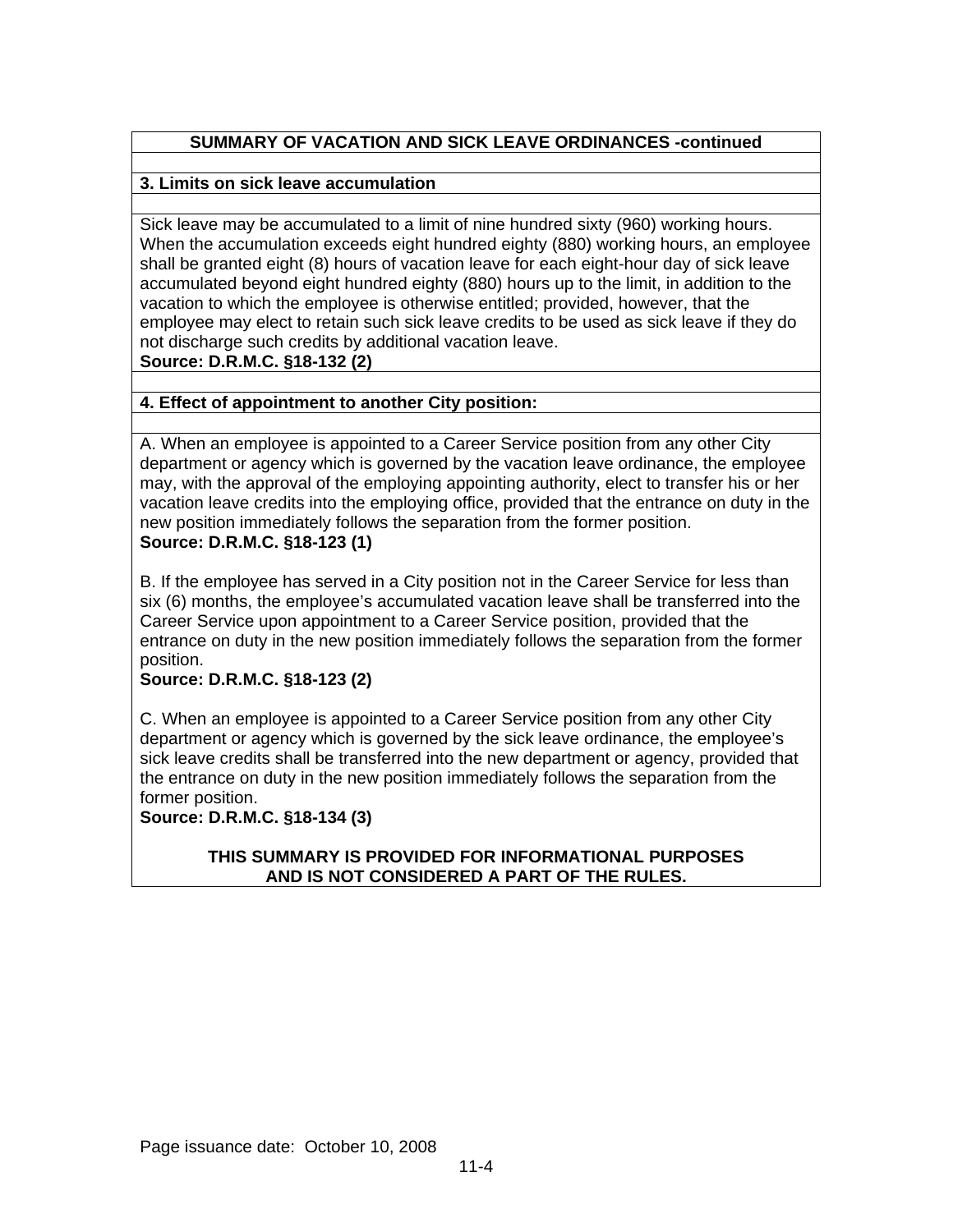**SUMMARY OF VACATION AND SICK LEAVE ORDINANCES -continued**

**3. Limits on sick leave accumulation**

Sick leave may be accumulated to a limit of nine hundred sixty (960) working hours. When the accumulation exceeds eight hundred eighty (880) working hours, an employee shall be granted eight (8) hours of vacation leave for each eight-hour day of sick leave accumulated beyond eight hundred eighty (880) hours up to the limit, in addition to the vacation to which the employee is otherwise entitled; provided, however, that the employee may elect to retain such sick leave credits to be used as sick leave if they do not discharge such credits by additional vacation leave.
**Source: D.R.M.C. §18-132 (2)**

**4. Effect of appointment to another City position:**

A. When an employee is appointed to a Career Service position from any other City department or agency which is governed by the vacation leave ordinance, the employee may, with the approval of the employing appointing authority, elect to transfer his or her vacation leave credits into the employing office, provided that the entrance on duty in the new position immediately follows the separation from the former position.
**Source: D.R.M.C. §18-123 (1)**

B. If the employee has served in a City position not in the Career Service for less than six (6) months, the employee's accumulated vacation leave shall be transferred into the Career Service upon appointment to a Career Service position, provided that the entrance on duty in the new position immediately follows the separation from the former position.
**Source: D.R.M.C. §18-123 (2)**

C. When an employee is appointed to a Career Service position from any other City department or agency which is governed by the sick leave ordinance, the employee's sick leave credits shall be transferred into the new department or agency, provided that the entrance on duty in the new position immediately follows the separation from the former position.
**Source: D.R.M.C. §18-134 (3)**

**THIS SUMMARY IS PROVIDED FOR INFORMATIONAL PURPOSES AND IS NOT CONSIDERED A PART OF THE RULES.**

Page issuance date: October 10, 2008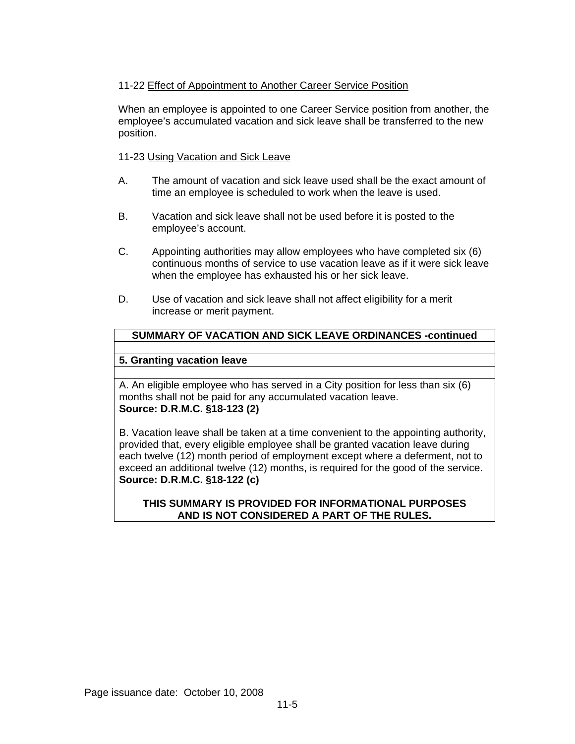11-22 <u>Effect of Appointment to Another Career Service Position</u>

When an employee is appointed to one Career Service position from another, the employee's accumulated vacation and sick leave shall be transferred to the new position.

11-23 <u>Using Vacation and Sick Leave</u>

A. The amount of vacation and sick leave used shall be the exact amount of time an employee is scheduled to work when the leave is used.

B. Vacation and sick leave shall not be used before it is posted to the employee's account.

C. Appointing authorities may allow employees who have completed six (6) continuous months of service to use vacation leave as if it were sick leave when the employee has exhausted his or her sick leave.

D. Use of vacation and sick leave shall not affect eligibility for a merit increase or merit payment.

| **SUMMARY OF VACATION AND SICK LEAVE ORDINANCES -continued** |
|---|
| |
| **5. Granting vacation leave** |
| |
| A. An eligible employee who has served in a City position for less than six (6) months shall not be paid for any accumulated vacation leave. **Source: D.R.M.C. §18-123 (2)**<br><br>B. Vacation leave shall be taken at a time convenient to the appointing authority, provided that, every eligible employee shall be granted vacation leave during each twelve (12) month period of employment except where a deferment, not to exceed an additional twelve (12) months, is required for the good of the service. **Source: D.R.M.C. §18-122 (c)**<br><br>**THIS SUMMARY IS PROVIDED FOR INFORMATIONAL PURPOSES AND IS NOT CONSIDERED A PART OF THE RULES.** |

Page issuance date: October 10, 2008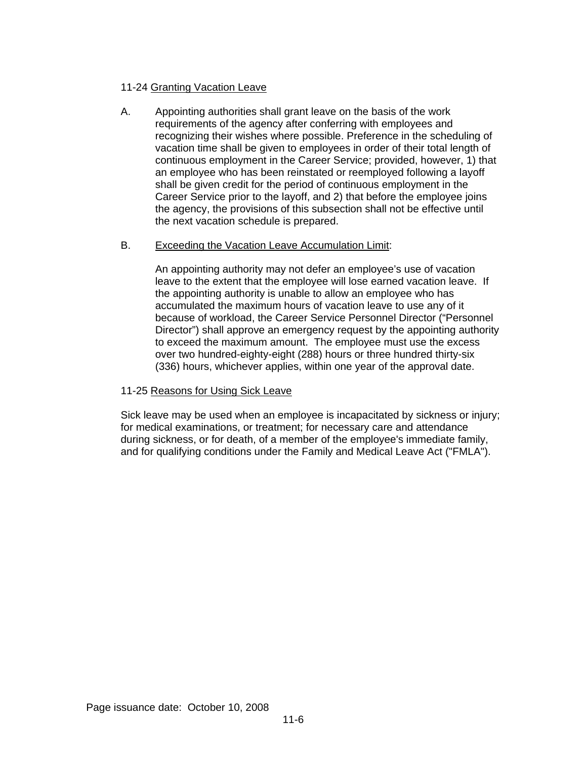### 11-24 Granting Vacation Leave

A. Appointing authorities shall grant leave on the basis of the work requirements of the agency after conferring with employees and recognizing their wishes where possible. Preference in the scheduling of vacation time shall be given to employees in order of their total length of continuous employment in the Career Service; provided, however, 1) that an employee who has been reinstated or reemployed following a layoff shall be given credit for the period of continuous employment in the Career Service prior to the layoff, and 2) that before the employee joins the agency, the provisions of this subsection shall not be effective until the next vacation schedule is prepared.

B. Exceeding the Vacation Leave Accumulation Limit:

An appointing authority may not defer an employee's use of vacation leave to the extent that the employee will lose earned vacation leave. If the appointing authority is unable to allow an employee who has accumulated the maximum hours of vacation leave to use any of it because of workload, the Career Service Personnel Director ("Personnel Director") shall approve an emergency request by the appointing authority to exceed the maximum amount. The employee must use the excess over two hundred-eighty-eight (288) hours or three hundred thirty-six (336) hours, whichever applies, within one year of the approval date.

### 11-25 Reasons for Using Sick Leave

Sick leave may be used when an employee is incapacitated by sickness or injury; for medical examinations, or treatment; for necessary care and attendance during sickness, or for death, of a member of the employee's immediate family, and for qualifying conditions under the Family and Medical Leave Act ("FMLA").

Page issuance date: October 10, 2008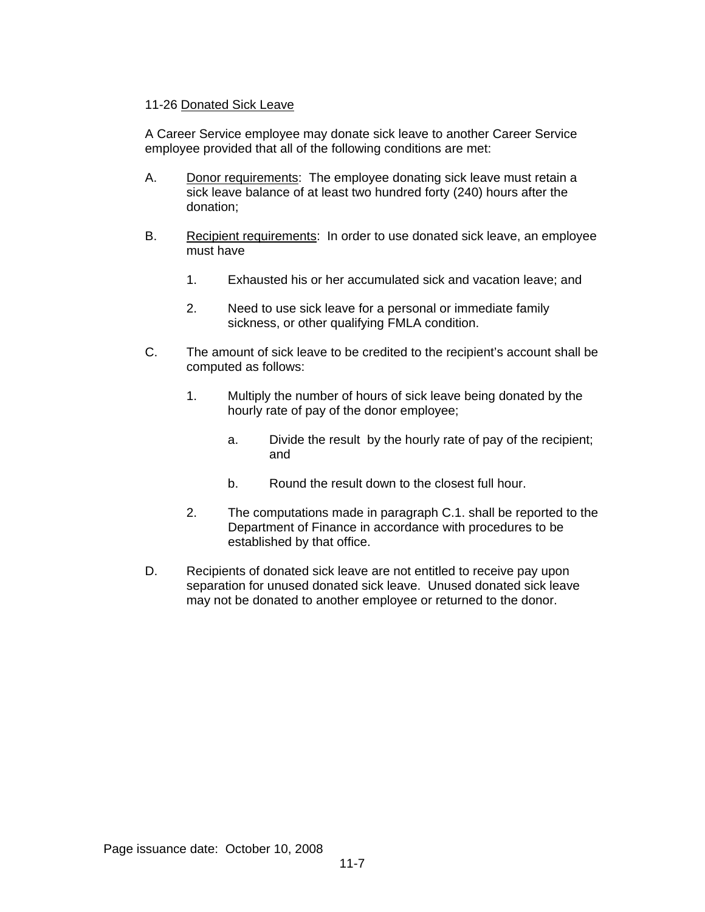### 11-26 Donated Sick Leave

A Career Service employee may donate sick leave to another Career Service employee provided that all of the following conditions are met:

A. Donor requirements: The employee donating sick leave must retain a sick leave balance of at least two hundred forty (240) hours after the donation;

B. Recipient requirements: In order to use donated sick leave, an employee must have

   1. Exhausted his or her accumulated sick and vacation leave; and

   2. Need to use sick leave for a personal or immediate family sickness, or other qualifying FMLA condition.

C. The amount of sick leave to be credited to the recipient's account shall be computed as follows:

   1. Multiply the number of hours of sick leave being donated by the hourly rate of pay of the donor employee;

      a. Divide the result by the hourly rate of pay of the recipient; and

      b. Round the result down to the closest full hour.

   2. The computations made in paragraph C.1. shall be reported to the Department of Finance in accordance with procedures to be established by that office.

D. Recipients of donated sick leave are not entitled to receive pay upon separation for unused donated sick leave. Unused donated sick leave may not be donated to another employee or returned to the donor.

Page issuance date: October 10, 2008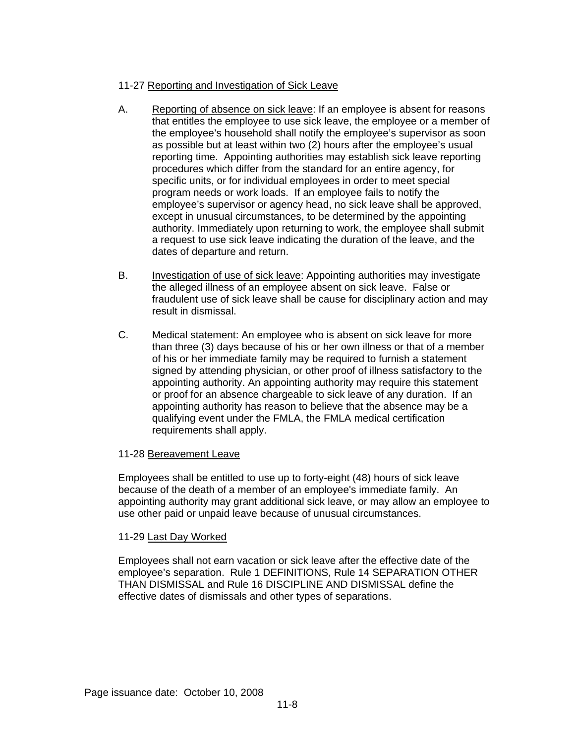## 11-27 Reporting and Investigation of Sick Leave

A. Reporting of absence on sick leave: If an employee is absent for reasons that entitles the employee to use sick leave, the employee or a member of the employee's household shall notify the employee's supervisor as soon as possible but at least within two (2) hours after the employee's usual reporting time. Appointing authorities may establish sick leave reporting procedures which differ from the standard for an entire agency, for specific units, or for individual employees in order to meet special program needs or work loads. If an employee fails to notify the employee's supervisor or agency head, no sick leave shall be approved, except in unusual circumstances, to be determined by the appointing authority. Immediately upon returning to work, the employee shall submit a request to use sick leave indicating the duration of the leave, and the dates of departure and return.

B. Investigation of use of sick leave: Appointing authorities may investigate the alleged illness of an employee absent on sick leave. False or fraudulent use of sick leave shall be cause for disciplinary action and may result in dismissal.

C. Medical statement: An employee who is absent on sick leave for more than three (3) days because of his or her own illness or that of a member of his or her immediate family may be required to furnish a statement signed by attending physician, or other proof of illness satisfactory to the appointing authority. An appointing authority may require this statement or proof for an absence chargeable to sick leave of any duration. If an appointing authority has reason to believe that the absence may be a qualifying event under the FMLA, the FMLA medical certification requirements shall apply.

## 11-28 Bereavement Leave

Employees shall be entitled to use up to forty-eight (48) hours of sick leave because of the death of a member of an employee's immediate family. An appointing authority may grant additional sick leave, or may allow an employee to use other paid or unpaid leave because of unusual circumstances.

## 11-29 Last Day Worked

Employees shall not earn vacation or sick leave after the effective date of the employee's separation. Rule 1 DEFINITIONS, Rule 14 SEPARATION OTHER THAN DISMISSAL and Rule 16 DISCIPLINE AND DISMISSAL define the effective dates of dismissals and other types of separations.

Page issuance date: October 10, 2008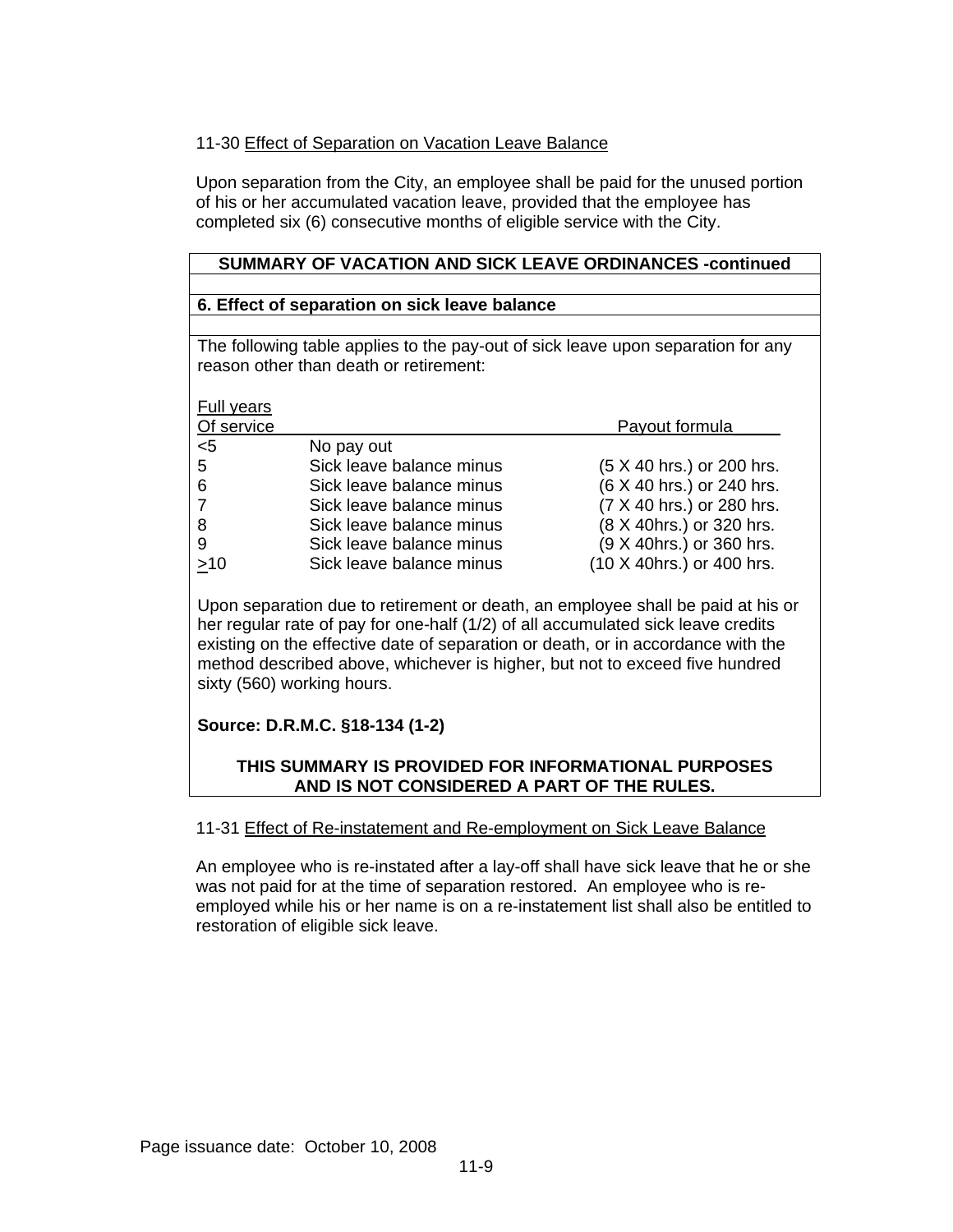11-30 Effect of Separation on Vacation Leave Balance

Upon separation from the City, an employee shall be paid for the unused portion of his or her accumulated vacation leave, provided that the employee has completed six (6) consecutive months of eligible service with the City.

**SUMMARY OF VACATION AND SICK LEAVE ORDINANCES -continued**

**6. Effect of separation on sick leave balance**

The following table applies to the pay-out of sick leave upon separation for any reason other than death or retirement:

| Full years Of service | | Payout formula |
|---|---|---|
| <5 | No pay out | |
| 5 | Sick leave balance minus | (5 X 40 hrs.) or 200 hrs. |
| 6 | Sick leave balance minus | (6 X 40 hrs.) or 240 hrs. |
| 7 | Sick leave balance minus | (7 X 40 hrs.) or 280 hrs. |
| 8 | Sick leave balance minus | (8 X 40hrs.) or 320 hrs. |
| 9 | Sick leave balance minus | (9 X 40hrs.) or 360 hrs. |
| ≥10 | Sick leave balance minus | (10 X 40hrs.) or 400 hrs. |

Upon separation due to retirement or death, an employee shall be paid at his or her regular rate of pay for one-half (1/2) of all accumulated sick leave credits existing on the effective date of separation or death, or in accordance with the method described above, whichever is higher, but not to exceed five hundred sixty (560) working hours.

**Source: D.R.M.C. §18-134 (1-2)**

**THIS SUMMARY IS PROVIDED FOR INFORMATIONAL PURPOSES AND IS NOT CONSIDERED A PART OF THE RULES.**

11-31 Effect of Re-instatement and Re-employment on Sick Leave Balance

An employee who is re-instated after a lay-off shall have sick leave that he or she was not paid for at the time of separation restored. An employee who is re-employed while his or her name is on a re-instatement list shall also be entitled to restoration of eligible sick leave.

Page issuance date: October 10, 2008